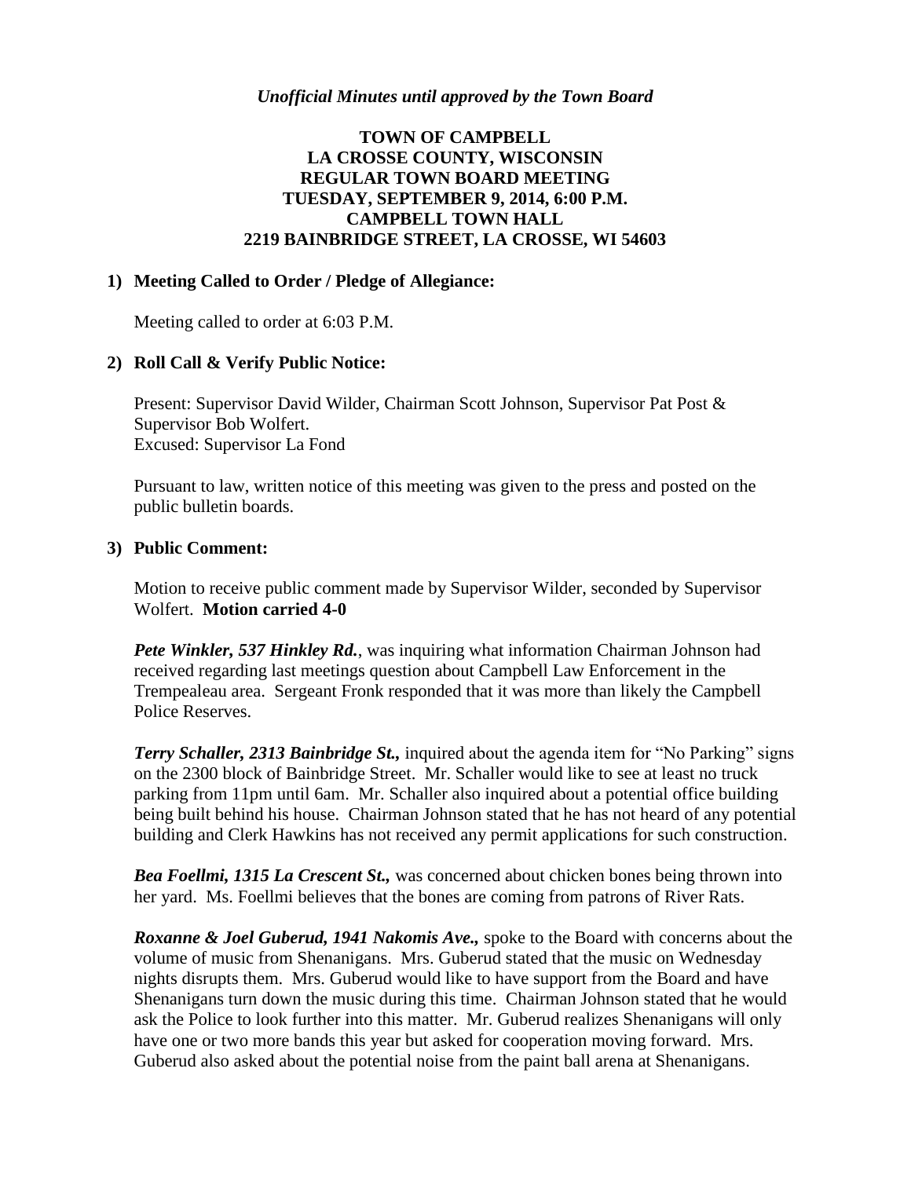*Unofficial Minutes until approved by the Town Board*

**TOWN OF CAMPBELL**
**LA CROSSE COUNTY, WISCONSIN**
**REGULAR TOWN BOARD MEETING**
**TUESDAY, SEPTEMBER 9, 2014, 6:00 P.M.**
**CAMPBELL TOWN HALL**
**2219 BAINBRIDGE STREET, LA CROSSE, WI 54603**

**1) Meeting Called to Order / Pledge of Allegiance:**

Meeting called to order at 6:03 P.M.

**2) Roll Call & Verify Public Notice:**

Present: Supervisor David Wilder, Chairman Scott Johnson, Supervisor Pat Post & Supervisor Bob Wolfert.
Excused: Supervisor La Fond

Pursuant to law, written notice of this meeting was given to the press and posted on the public bulletin boards.

**3) Public Comment:**

Motion to receive public comment made by Supervisor Wilder, seconded by Supervisor Wolfert. **Motion carried 4-0**

***Pete Winkler, 537 Hinkley Rd.***, was inquiring what information Chairman Johnson had received regarding last meetings question about Campbell Law Enforcement in the Trempealeau area. Sergeant Fronk responded that it was more than likely the Campbell Police Reserves.

***Terry Schaller, 2313 Bainbridge St.,*** inquired about the agenda item for "No Parking" signs on the 2300 block of Bainbridge Street. Mr. Schaller would like to see at least no truck parking from 11pm until 6am. Mr. Schaller also inquired about a potential office building being built behind his house. Chairman Johnson stated that he has not heard of any potential building and Clerk Hawkins has not received any permit applications for such construction.

***Bea Foellmi, 1315 La Crescent St.,*** was concerned about chicken bones being thrown into her yard. Ms. Foellmi believes that the bones are coming from patrons of River Rats.

***Roxanne & Joel Guberud, 1941 Nakomis Ave.,*** spoke to the Board with concerns about the volume of music from Shenanigans. Mrs. Guberud stated that the music on Wednesday nights disrupts them. Mrs. Guberud would like to have support from the Board and have Shenanigans turn down the music during this time. Chairman Johnson stated that he would ask the Police to look further into this matter. Mr. Guberud realizes Shenanigans will only have one or two more bands this year but asked for cooperation moving forward. Mrs. Guberud also asked about the potential noise from the paint ball arena at Shenanigans.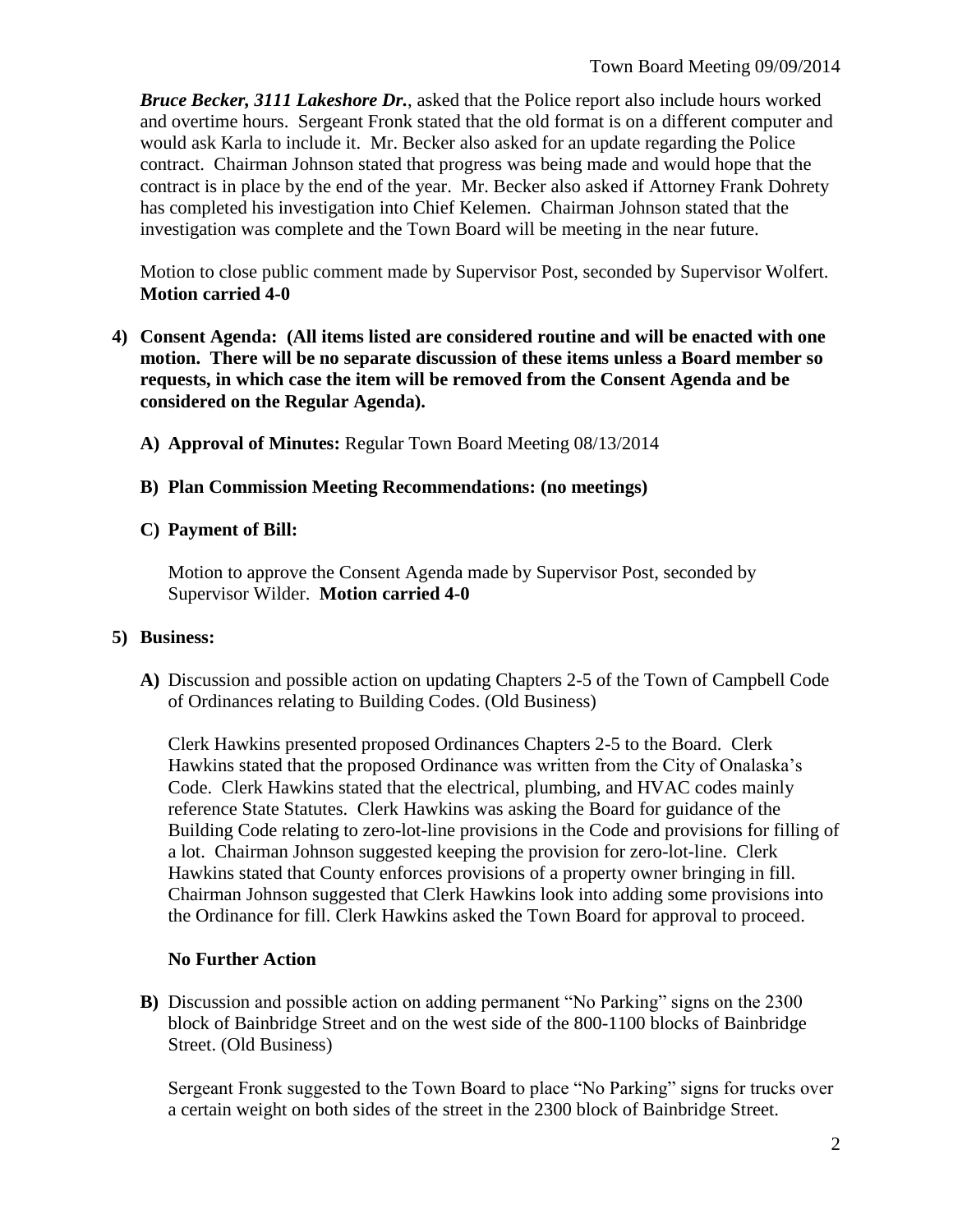***Bruce Becker, 3111 Lakeshore Dr.***, asked that the Police report also include hours worked and overtime hours. Sergeant Fronk stated that the old format is on a different computer and would ask Karla to include it. Mr. Becker also asked for an update regarding the Police contract. Chairman Johnson stated that progress was being made and would hope that the contract is in place by the end of the year. Mr. Becker also asked if Attorney Frank Dohrety has completed his investigation into Chief Kelemen. Chairman Johnson stated that the investigation was complete and the Town Board will be meeting in the near future.

Motion to close public comment made by Supervisor Post, seconded by Supervisor Wolfert. **Motion carried 4-0**

**4) Consent Agenda: (All items listed are considered routine and will be enacted with one motion. There will be no separate discussion of these items unless a Board member so requests, in which case the item will be removed from the Consent Agenda and be considered on the Regular Agenda).**

**A) Approval of Minutes:** Regular Town Board Meeting 08/13/2014

**B) Plan Commission Meeting Recommendations: (no meetings)**

**C) Payment of Bill:**

Motion to approve the Consent Agenda made by Supervisor Post, seconded by Supervisor Wilder. **Motion carried 4-0**

**5) Business:**

**A)** Discussion and possible action on updating Chapters 2-5 of the Town of Campbell Code of Ordinances relating to Building Codes. (Old Business)

Clerk Hawkins presented proposed Ordinances Chapters 2-5 to the Board. Clerk Hawkins stated that the proposed Ordinance was written from the City of Onalaska's Code. Clerk Hawkins stated that the electrical, plumbing, and HVAC codes mainly reference State Statutes. Clerk Hawkins was asking the Board for guidance of the Building Code relating to zero-lot-line provisions in the Code and provisions for filling of a lot. Chairman Johnson suggested keeping the provision for zero-lot-line. Clerk Hawkins stated that County enforces provisions of a property owner bringing in fill. Chairman Johnson suggested that Clerk Hawkins look into adding some provisions into the Ordinance for fill. Clerk Hawkins asked the Town Board for approval to proceed.

**No Further Action**

**B)** Discussion and possible action on adding permanent "No Parking" signs on the 2300 block of Bainbridge Street and on the west side of the 800-1100 blocks of Bainbridge Street. (Old Business)

Sergeant Fronk suggested to the Town Board to place "No Parking" signs for trucks over a certain weight on both sides of the street in the 2300 block of Bainbridge Street.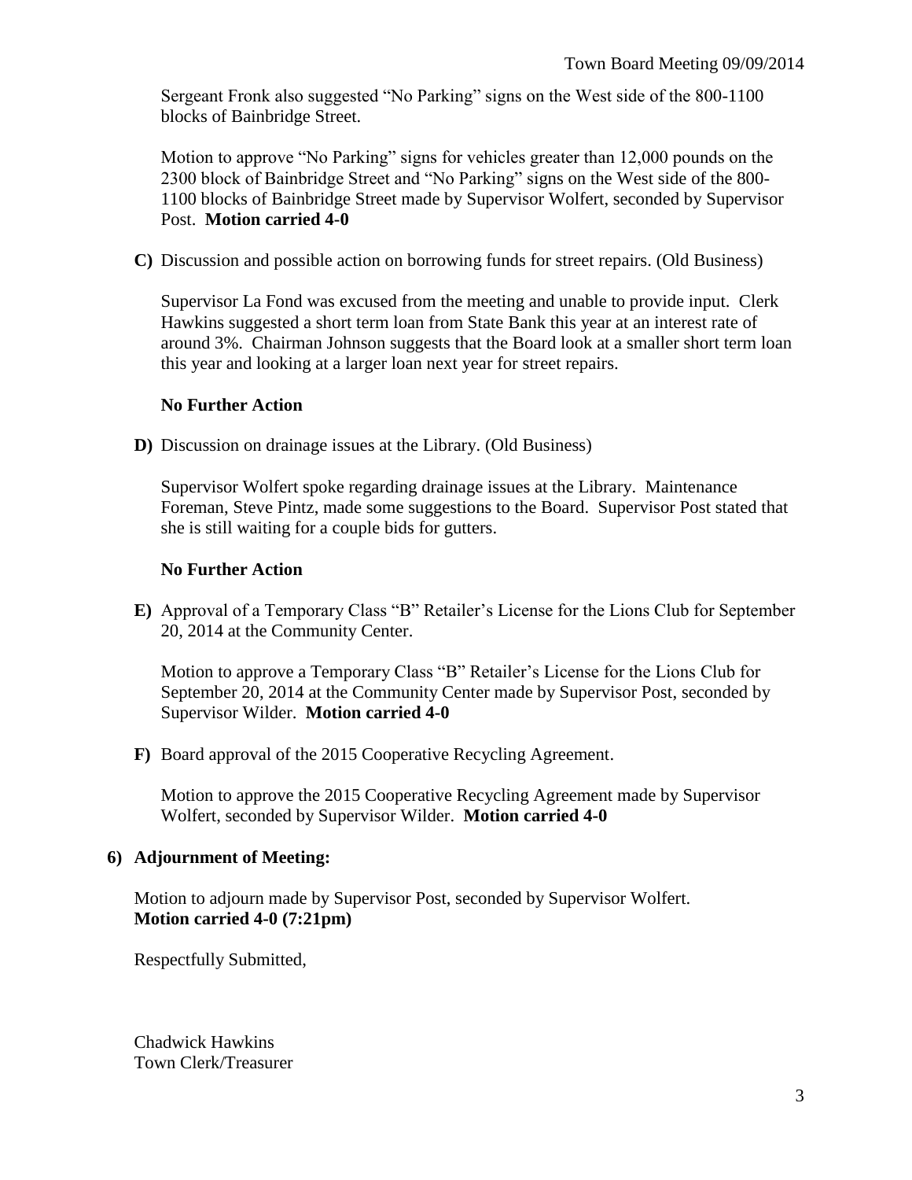Sergeant Fronk also suggested "No Parking" signs on the West side of the 800-1100 blocks of Bainbridge Street.

Motion to approve "No Parking" signs for vehicles greater than 12,000 pounds on the 2300 block of Bainbridge Street and "No Parking" signs on the West side of the 800-1100 blocks of Bainbridge Street made by Supervisor Wolfert, seconded by Supervisor Post. **Motion carried 4-0**

**C)** Discussion and possible action on borrowing funds for street repairs. (Old Business)

Supervisor La Fond was excused from the meeting and unable to provide input. Clerk Hawkins suggested a short term loan from State Bank this year at an interest rate of around 3%. Chairman Johnson suggests that the Board look at a smaller short term loan this year and looking at a larger loan next year for street repairs.

**No Further Action**

**D)** Discussion on drainage issues at the Library. (Old Business)

Supervisor Wolfert spoke regarding drainage issues at the Library. Maintenance Foreman, Steve Pintz, made some suggestions to the Board. Supervisor Post stated that she is still waiting for a couple bids for gutters.

**No Further Action**

**E)** Approval of a Temporary Class "B" Retailer's License for the Lions Club for September 20, 2014 at the Community Center.

Motion to approve a Temporary Class "B" Retailer's License for the Lions Club for September 20, 2014 at the Community Center made by Supervisor Post, seconded by Supervisor Wilder. **Motion carried 4-0**

**F)** Board approval of the 2015 Cooperative Recycling Agreement.

Motion to approve the 2015 Cooperative Recycling Agreement made by Supervisor Wolfert, seconded by Supervisor Wilder. **Motion carried 4-0**

**6) Adjournment of Meeting:**

Motion to adjourn made by Supervisor Post, seconded by Supervisor Wolfert.
**Motion carried 4-0 (7:21pm)**

Respectfully Submitted,

Chadwick Hawkins
Town Clerk/Treasurer